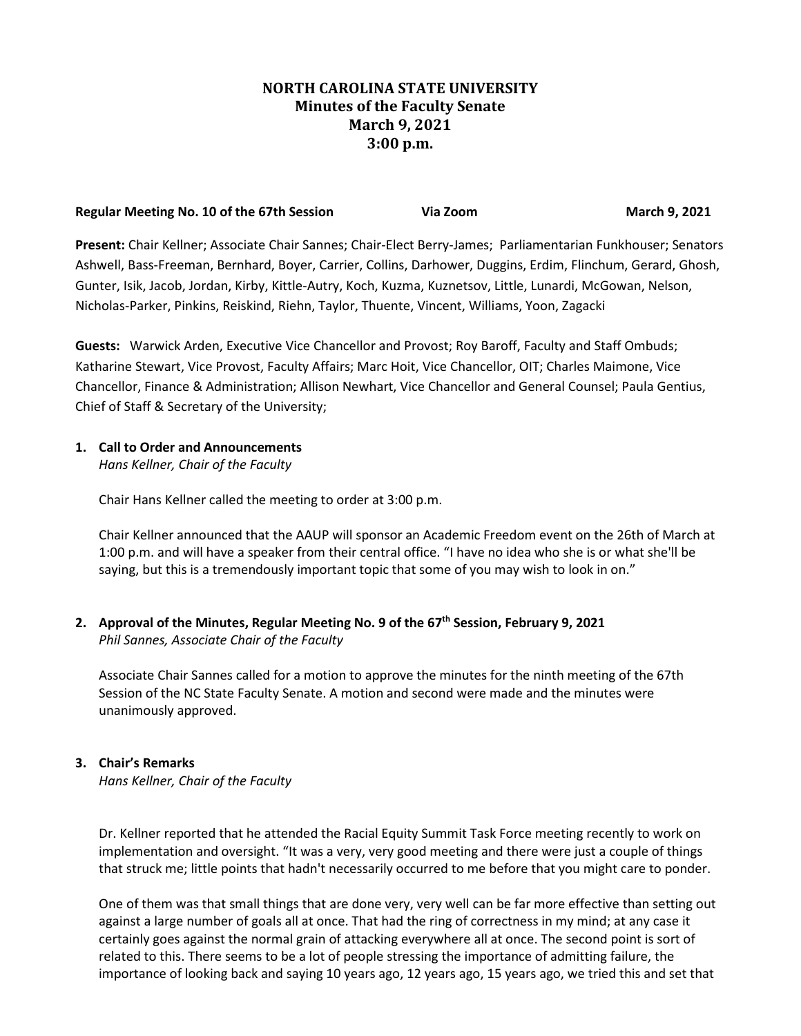# NORTH CAROLINA STATE UNIVERSITY
## Minutes of the Faculty Senate
## March 9, 2021
## 3:00 p.m.

**Regular Meeting No. 10 of the 67th Session** **Via Zoom** **March 9, 2021**

**Present:** Chair Kellner; Associate Chair Sannes; Chair-Elect Berry-James; Parliamentarian Funkhouser; Senators Ashwell, Bass-Freeman, Bernhard, Boyer, Carrier, Collins, Darhower, Duggins, Erdim, Flinchum, Gerard, Ghosh, Gunter, Isik, Jacob, Jordan, Kirby, Kittle-Autry, Koch, Kuzma, Kuznetsov, Little, Lunardi, McGowan, Nelson, Nicholas-Parker, Pinkins, Reiskind, Riehn, Taylor, Thuente, Vincent, Williams, Yoon, Zagacki

**Guests:** Warwick Arden, Executive Vice Chancellor and Provost; Roy Baroff, Faculty and Staff Ombuds; Katharine Stewart, Vice Provost, Faculty Affairs; Marc Hoit, Vice Chancellor, OIT; Charles Maimone, Vice Chancellor, Finance & Administration; Allison Newhart, Vice Chancellor and General Counsel; Paula Gentius, Chief of Staff & Secretary of the University;

**1. Call to Order and Announcements**
*Hans Kellner, Chair of the Faculty*

Chair Hans Kellner called the meeting to order at 3:00 p.m.

Chair Kellner announced that the AAUP will sponsor an Academic Freedom event on the 26th of March at 1:00 p.m. and will have a speaker from their central office. "I have no idea who she is or what she'll be saying, but this is a tremendously important topic that some of you may wish to look in on."

**2. Approval of the Minutes, Regular Meeting No. 9 of the 67th Session, February 9, 2021**
*Phil Sannes, Associate Chair of the Faculty*

Associate Chair Sannes called for a motion to approve the minutes for the ninth meeting of the 67th Session of the NC State Faculty Senate. A motion and second were made and the minutes were unanimously approved.

**3. Chair's Remarks**
*Hans Kellner, Chair of the Faculty*

Dr. Kellner reported that he attended the Racial Equity Summit Task Force meeting recently to work on implementation and oversight. "It was a very, very good meeting and there were just a couple of things that struck me; little points that hadn't necessarily occurred to me before that you might care to ponder.

One of them was that small things that are done very, very well can be far more effective than setting out against a large number of goals all at once. That had the ring of correctness in my mind; at any case it certainly goes against the normal grain of attacking everywhere all at once. The second point is sort of related to this. There seems to be a lot of people stressing the importance of admitting failure, the importance of looking back and saying 10 years ago, 12 years ago, 15 years ago, we tried this and set that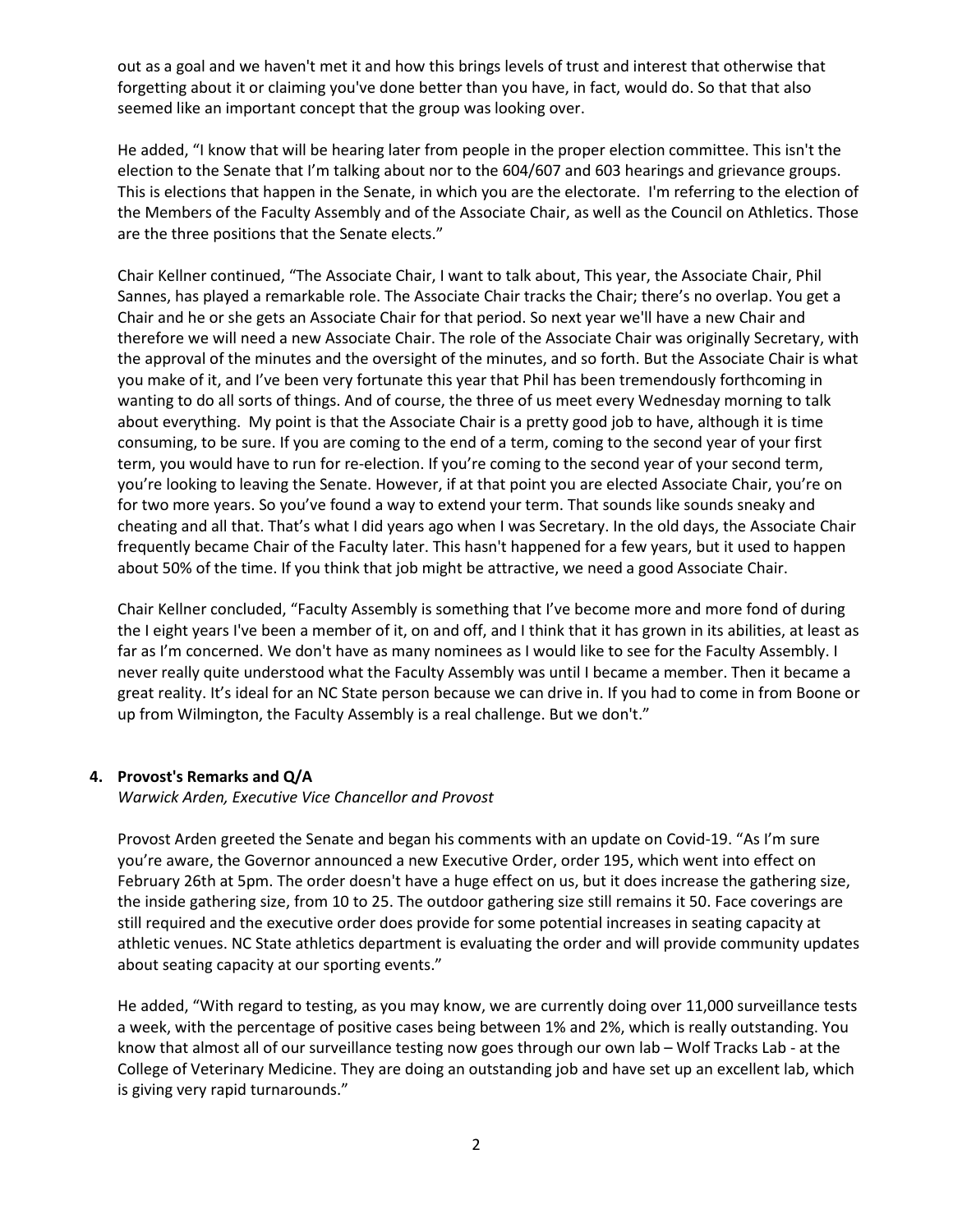out as a goal and we haven't met it and how this brings levels of trust and interest that otherwise that forgetting about it or claiming you've done better than you have, in fact, would do. So that that also seemed like an important concept that the group was looking over.

He added, "I know that will be hearing later from people in the proper election committee. This isn't the election to the Senate that I'm talking about nor to the 604/607 and 603 hearings and grievance groups. This is elections that happen in the Senate, in which you are the electorate. I'm referring to the election of the Members of the Faculty Assembly and of the Associate Chair, as well as the Council on Athletics. Those are the three positions that the Senate elects."

Chair Kellner continued, "The Associate Chair, I want to talk about, This year, the Associate Chair, Phil Sannes, has played a remarkable role. The Associate Chair tracks the Chair; there's no overlap. You get a Chair and he or she gets an Associate Chair for that period. So next year we'll have a new Chair and therefore we will need a new Associate Chair. The role of the Associate Chair was originally Secretary, with the approval of the minutes and the oversight of the minutes, and so forth. But the Associate Chair is what you make of it, and I've been very fortunate this year that Phil has been tremendously forthcoming in wanting to do all sorts of things. And of course, the three of us meet every Wednesday morning to talk about everything. My point is that the Associate Chair is a pretty good job to have, although it is time consuming, to be sure. If you are coming to the end of a term, coming to the second year of your first term, you would have to run for re-election. If you're coming to the second year of your second term, you're looking to leaving the Senate. However, if at that point you are elected Associate Chair, you're on for two more years. So you've found a way to extend your term. That sounds like sounds sneaky and cheating and all that. That's what I did years ago when I was Secretary. In the old days, the Associate Chair frequently became Chair of the Faculty later. This hasn't happened for a few years, but it used to happen about 50% of the time. If you think that job might be attractive, we need a good Associate Chair.

Chair Kellner concluded, "Faculty Assembly is something that I've become more and more fond of during the I eight years I've been a member of it, on and off, and I think that it has grown in its abilities, at least as far as I'm concerned. We don't have as many nominees as I would like to see for the Faculty Assembly. I never really quite understood what the Faculty Assembly was until I became a member. Then it became a great reality. It's ideal for an NC State person because we can drive in. If you had to come in from Boone or up from Wilmington, the Faculty Assembly is a real challenge. But we don't."

**4. Provost's Remarks and Q/A**

*Warwick Arden, Executive Vice Chancellor and Provost*

Provost Arden greeted the Senate and began his comments with an update on Covid-19. "As I'm sure you're aware, the Governor announced a new Executive Order, order 195, which went into effect on February 26th at 5pm. The order doesn't have a huge effect on us, but it does increase the gathering size, the inside gathering size, from 10 to 25. The outdoor gathering size still remains it 50. Face coverings are still required and the executive order does provide for some potential increases in seating capacity at athletic venues. NC State athletics department is evaluating the order and will provide community updates about seating capacity at our sporting events."

He added, "With regard to testing, as you may know, we are currently doing over 11,000 surveillance tests a week, with the percentage of positive cases being between 1% and 2%, which is really outstanding. You know that almost all of our surveillance testing now goes through our own lab – Wolf Tracks Lab - at the College of Veterinary Medicine. They are doing an outstanding job and have set up an excellent lab, which is giving very rapid turnarounds."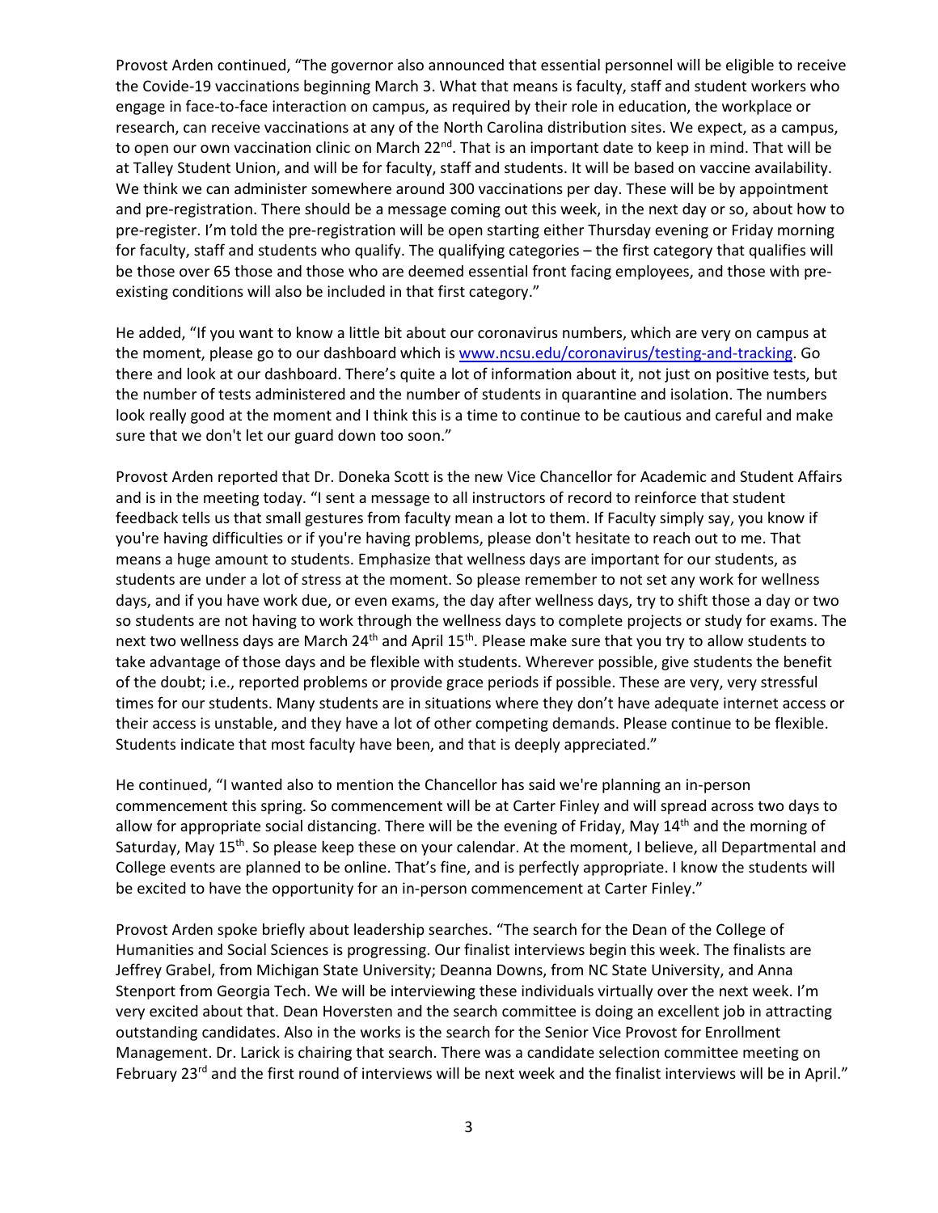Provost Arden continued, "The governor also announced that essential personnel will be eligible to receive the Covide-19 vaccinations beginning March 3. What that means is faculty, staff and student workers who engage in face-to-face interaction on campus, as required by their role in education, the workplace or research, can receive vaccinations at any of the North Carolina distribution sites. We expect, as a campus, to open our own vaccination clinic on March 22nd. That is an important date to keep in mind. That will be at Talley Student Union, and will be for faculty, staff and students. It will be based on vaccine availability. We think we can administer somewhere around 300 vaccinations per day. These will be by appointment and pre-registration. There should be a message coming out this week, in the next day or so, about how to pre-register. I'm told the pre-registration will be open starting either Thursday evening or Friday morning for faculty, staff and students who qualify. The qualifying categories – the first category that qualifies will be those over 65 those and those who are deemed essential front facing employees, and those with pre-existing conditions will also be included in that first category."

He added, "If you want to know a little bit about our coronavirus numbers, which are very on campus at the moment, please go to our dashboard which is [www.ncsu.edu/coronavirus/testing-and-tracking](www.ncsu.edu/coronavirus/testing-and-tracking). Go there and look at our dashboard. There's quite a lot of information about it, not just on positive tests, but the number of tests administered and the number of students in quarantine and isolation. The numbers look really good at the moment and I think this is a time to continue to be cautious and careful and make sure that we don't let our guard down too soon."

Provost Arden reported that Dr. Doneka Scott is the new Vice Chancellor for Academic and Student Affairs and is in the meeting today. "I sent a message to all instructors of record to reinforce that student feedback tells us that small gestures from faculty mean a lot to them. If Faculty simply say, you know if you're having difficulties or if you're having problems, please don't hesitate to reach out to me. That means a huge amount to students. Emphasize that wellness days are important for our students, as students are under a lot of stress at the moment. So please remember to not set any work for wellness days, and if you have work due, or even exams, the day after wellness days, try to shift those a day or two so students are not having to work through the wellness days to complete projects or study for exams. The next two wellness days are March 24th and April 15th. Please make sure that you try to allow students to take advantage of those days and be flexible with students. Wherever possible, give students the benefit of the doubt; i.e., reported problems or provide grace periods if possible. These are very, very stressful times for our students. Many students are in situations where they don't have adequate internet access or their access is unstable, and they have a lot of other competing demands. Please continue to be flexible. Students indicate that most faculty have been, and that is deeply appreciated."

He continued, "I wanted also to mention the Chancellor has said we're planning an in-person commencement this spring. So commencement will be at Carter Finley and will spread across two days to allow for appropriate social distancing. There will be the evening of Friday, May 14th and the morning of Saturday, May 15th. So please keep these on your calendar. At the moment, I believe, all Departmental and College events are planned to be online. That's fine, and is perfectly appropriate. I know the students will be excited to have the opportunity for an in-person commencement at Carter Finley."

Provost Arden spoke briefly about leadership searches. "The search for the Dean of the College of Humanities and Social Sciences is progressing. Our finalist interviews begin this week. The finalists are Jeffrey Grabel, from Michigan State University; Deanna Downs, from NC State University, and Anna Stenport from Georgia Tech. We will be interviewing these individuals virtually over the next week. I'm very excited about that. Dean Hoversten and the search committee is doing an excellent job in attracting outstanding candidates. Also in the works is the search for the Senior Vice Provost for Enrollment Management. Dr. Larick is chairing that search. There was a candidate selection committee meeting on February 23rd and the first round of interviews will be next week and the finalist interviews will be in April."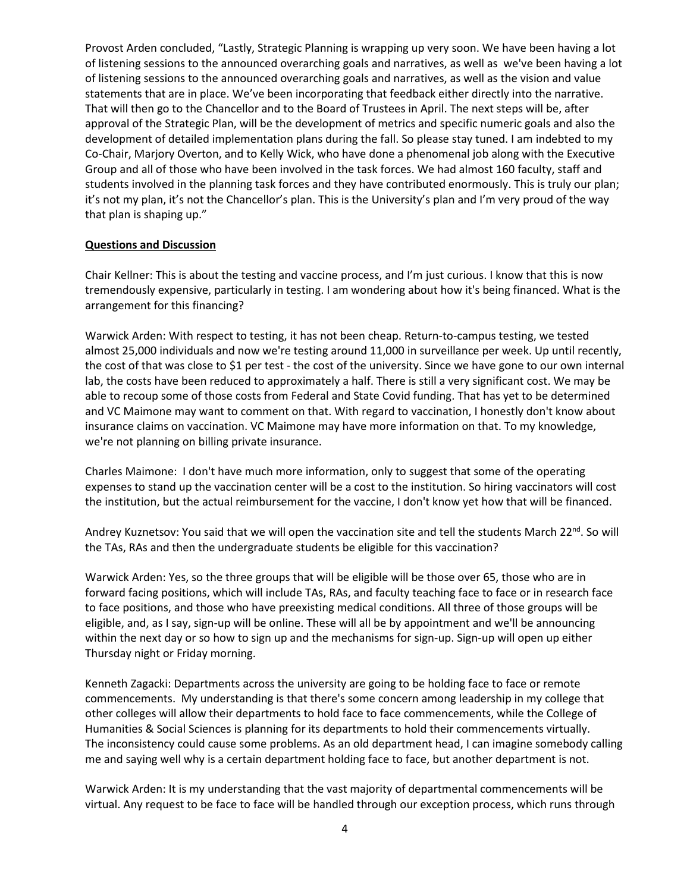Provost Arden concluded, "Lastly, Strategic Planning is wrapping up very soon. We have been having a lot of listening sessions to the announced overarching goals and narratives, as well as we've been having a lot of listening sessions to the announced overarching goals and narratives, as well as the vision and value statements that are in place. We've been incorporating that feedback either directly into the narrative. That will then go to the Chancellor and to the Board of Trustees in April. The next steps will be, after approval of the Strategic Plan, will be the development of metrics and specific numeric goals and also the development of detailed implementation plans during the fall. So please stay tuned. I am indebted to my Co-Chair, Marjory Overton, and to Kelly Wick, who have done a phenomenal job along with the Executive Group and all of those who have been involved in the task forces. We had almost 160 faculty, staff and students involved in the planning task forces and they have contributed enormously. This is truly our plan; it's not my plan, it's not the Chancellor's plan. This is the University's plan and I'm very proud of the way that plan is shaping up."

**Questions and Discussion**

Chair Kellner: This is about the testing and vaccine process, and I'm just curious. I know that this is now tremendously expensive, particularly in testing. I am wondering about how it's being financed. What is the arrangement for this financing?

Warwick Arden: With respect to testing, it has not been cheap. Return-to-campus testing, we tested almost 25,000 individuals and now we're testing around 11,000 in surveillance per week. Up until recently, the cost of that was close to $1 per test - the cost of the university. Since we have gone to our own internal lab, the costs have been reduced to approximately a half. There is still a very significant cost. We may be able to recoup some of those costs from Federal and State Covid funding. That has yet to be determined and VC Maimone may want to comment on that. With regard to vaccination, I honestly don't know about insurance claims on vaccination. VC Maimone may have more information on that. To my knowledge, we're not planning on billing private insurance.

Charles Maimone: I don't have much more information, only to suggest that some of the operating expenses to stand up the vaccination center will be a cost to the institution. So hiring vaccinators will cost the institution, but the actual reimbursement for the vaccine, I don't know yet how that will be financed.

Andrey Kuznetsov: You said that we will open the vaccination site and tell the students March 22nd. So will the TAs, RAs and then the undergraduate students be eligible for this vaccination?

Warwick Arden: Yes, so the three groups that will be eligible will be those over 65, those who are in forward facing positions, which will include TAs, RAs, and faculty teaching face to face or in research face to face positions, and those who have preexisting medical conditions. All three of those groups will be eligible, and, as I say, sign-up will be online. These will all be by appointment and we'll be announcing within the next day or so how to sign up and the mechanisms for sign-up. Sign-up will open up either Thursday night or Friday morning.

Kenneth Zagacki: Departments across the university are going to be holding face to face or remote commencements. My understanding is that there's some concern among leadership in my college that other colleges will allow their departments to hold face to face commencements, while the College of Humanities & Social Sciences is planning for its departments to hold their commencements virtually. The inconsistency could cause some problems. As an old department head, I can imagine somebody calling me and saying well why is a certain department holding face to face, but another department is not.

Warwick Arden: It is my understanding that the vast majority of departmental commencements will be virtual. Any request to be face to face will be handled through our exception process, which runs through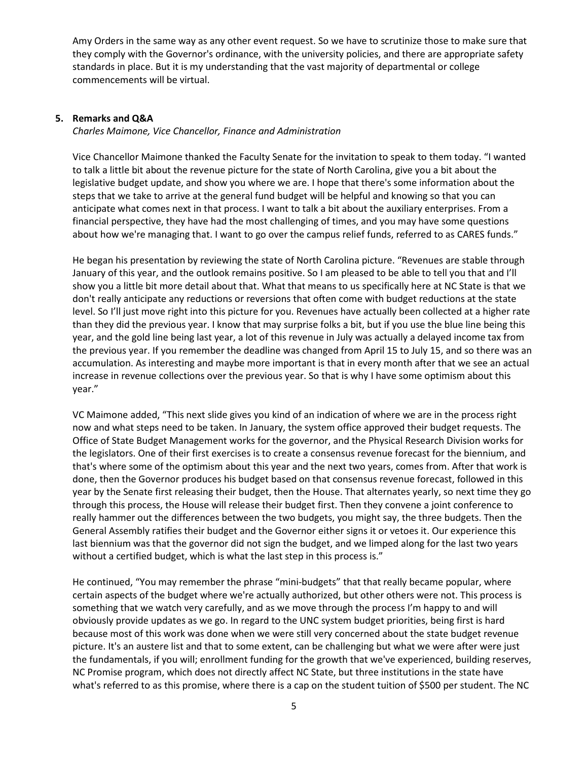Amy Orders in the same way as any other event request. So we have to scrutinize those to make sure that they comply with the Governor's ordinance, with the university policies, and there are appropriate safety standards in place. But it is my understanding that the vast majority of departmental or college commencements will be virtual.

**5. Remarks and Q&A**

*Charles Maimone, Vice Chancellor, Finance and Administration*

Vice Chancellor Maimone thanked the Faculty Senate for the invitation to speak to them today. "I wanted to talk a little bit about the revenue picture for the state of North Carolina, give you a bit about the legislative budget update, and show you where we are. I hope that there's some information about the steps that we take to arrive at the general fund budget will be helpful and knowing so that you can anticipate what comes next in that process. I want to talk a bit about the auxiliary enterprises. From a financial perspective, they have had the most challenging of times, and you may have some questions about how we're managing that. I want to go over the campus relief funds, referred to as CARES funds."

He began his presentation by reviewing the state of North Carolina picture. "Revenues are stable through January of this year, and the outlook remains positive. So I am pleased to be able to tell you that and I'll show you a little bit more detail about that. What that means to us specifically here at NC State is that we don't really anticipate any reductions or reversions that often come with budget reductions at the state level. So I'll just move right into this picture for you. Revenues have actually been collected at a higher rate than they did the previous year. I know that may surprise folks a bit, but if you use the blue line being this year, and the gold line being last year, a lot of this revenue in July was actually a delayed income tax from the previous year. If you remember the deadline was changed from April 15 to July 15, and so there was an accumulation. As interesting and maybe more important is that in every month after that we see an actual increase in revenue collections over the previous year. So that is why I have some optimism about this year."

VC Maimone added, "This next slide gives you kind of an indication of where we are in the process right now and what steps need to be taken. In January, the system office approved their budget requests. The Office of State Budget Management works for the governor, and the Physical Research Division works for the legislators. One of their first exercises is to create a consensus revenue forecast for the biennium, and that's where some of the optimism about this year and the next two years, comes from. After that work is done, then the Governor produces his budget based on that consensus revenue forecast, followed in this year by the Senate first releasing their budget, then the House. That alternates yearly, so next time they go through this process, the House will release their budget first. Then they convene a joint conference to really hammer out the differences between the two budgets, you might say, the three budgets. Then the General Assembly ratifies their budget and the Governor either signs it or vetoes it. Our experience this last biennium was that the governor did not sign the budget, and we limped along for the last two years without a certified budget, which is what the last step in this process is."

He continued, "You may remember the phrase "mini-budgets" that that really became popular, where certain aspects of the budget where we're actually authorized, but other others were not. This process is something that we watch very carefully, and as we move through the process I'm happy to and will obviously provide updates as we go. In regard to the UNC system budget priorities, being first is hard because most of this work was done when we were still very concerned about the state budget revenue picture. It's an austere list and that to some extent, can be challenging but what we were after were just the fundamentals, if you will; enrollment funding for the growth that we've experienced, building reserves, NC Promise program, which does not directly affect NC State, but three institutions in the state have what's referred to as this promise, where there is a cap on the student tuition of $500 per student. The NC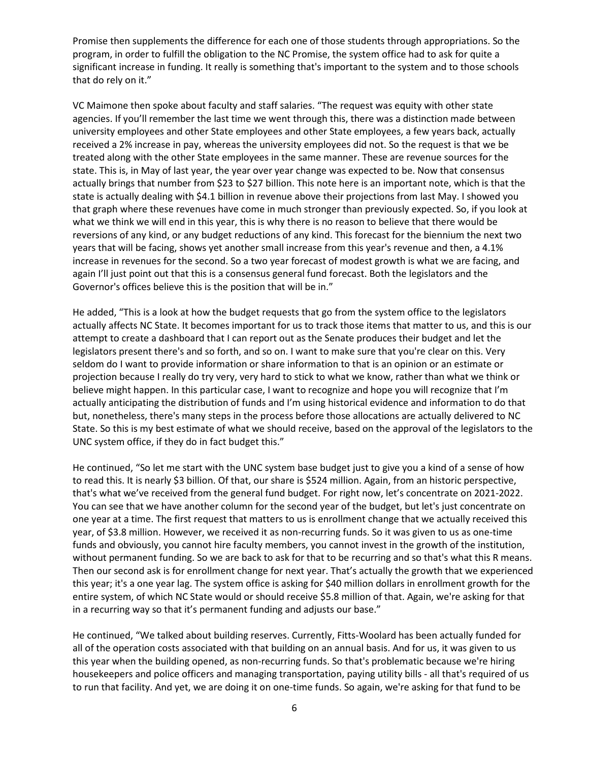Promise then supplements the difference for each one of those students through appropriations. So the program, in order to fulfill the obligation to the NC Promise, the system office had to ask for quite a significant increase in funding. It really is something that's important to the system and to those schools that do rely on it."

VC Maimone then spoke about faculty and staff salaries. "The request was equity with other state agencies. If you'll remember the last time we went through this, there was a distinction made between university employees and other State employees and other State employees, a few years back, actually received a 2% increase in pay, whereas the university employees did not. So the request is that we be treated along with the other State employees in the same manner. These are revenue sources for the state. This is, in May of last year, the year over year change was expected to be. Now that consensus actually brings that number from $23 to $27 billion. This note here is an important note, which is that the state is actually dealing with $4.1 billion in revenue above their projections from last May. I showed you that graph where these revenues have come in much stronger than previously expected. So, if you look at what we think we will end in this year, this is why there is no reason to believe that there would be reversions of any kind, or any budget reductions of any kind. This forecast for the biennium the next two years that will be facing, shows yet another small increase from this year's revenue and then, a 4.1% increase in revenues for the second. So a two year forecast of modest growth is what we are facing, and again I'll just point out that this is a consensus general fund forecast. Both the legislators and the Governor's offices believe this is the position that will be in."

He added, "This is a look at how the budget requests that go from the system office to the legislators actually affects NC State. It becomes important for us to track those items that matter to us, and this is our attempt to create a dashboard that I can report out as the Senate produces their budget and let the legislators present there's and so forth, and so on. I want to make sure that you're clear on this. Very seldom do I want to provide information or share information to that is an opinion or an estimate or projection because I really do try very, very hard to stick to what we know, rather than what we think or believe might happen. In this particular case, I want to recognize and hope you will recognize that I'm actually anticipating the distribution of funds and I'm using historical evidence and information to do that but, nonetheless, there's many steps in the process before those allocations are actually delivered to NC State. So this is my best estimate of what we should receive, based on the approval of the legislators to the UNC system office, if they do in fact budget this."

He continued, "So let me start with the UNC system base budget just to give you a kind of a sense of how to read this. It is nearly $3 billion. Of that, our share is $524 million. Again, from an historic perspective, that's what we've received from the general fund budget. For right now, let's concentrate on 2021-2022. You can see that we have another column for the second year of the budget, but let's just concentrate on one year at a time. The first request that matters to us is enrollment change that we actually received this year, of $3.8 million. However, we received it as non-recurring funds. So it was given to us as one-time funds and obviously, you cannot hire faculty members, you cannot invest in the growth of the institution, without permanent funding. So we are back to ask for that to be recurring and so that's what this R means. Then our second ask is for enrollment change for next year. That's actually the growth that we experienced this year; it's a one year lag. The system office is asking for $40 million dollars in enrollment growth for the entire system, of which NC State would or should receive $5.8 million of that. Again, we're asking for that in a recurring way so that it's permanent funding and adjusts our base."

He continued, "We talked about building reserves. Currently, Fitts-Woolard has been actually funded for all of the operation costs associated with that building on an annual basis. And for us, it was given to us this year when the building opened, as non-recurring funds. So that's problematic because we're hiring housekeepers and police officers and managing transportation, paying utility bills - all that's required of us to run that facility. And yet, we are doing it on one-time funds. So again, we're asking for that fund to be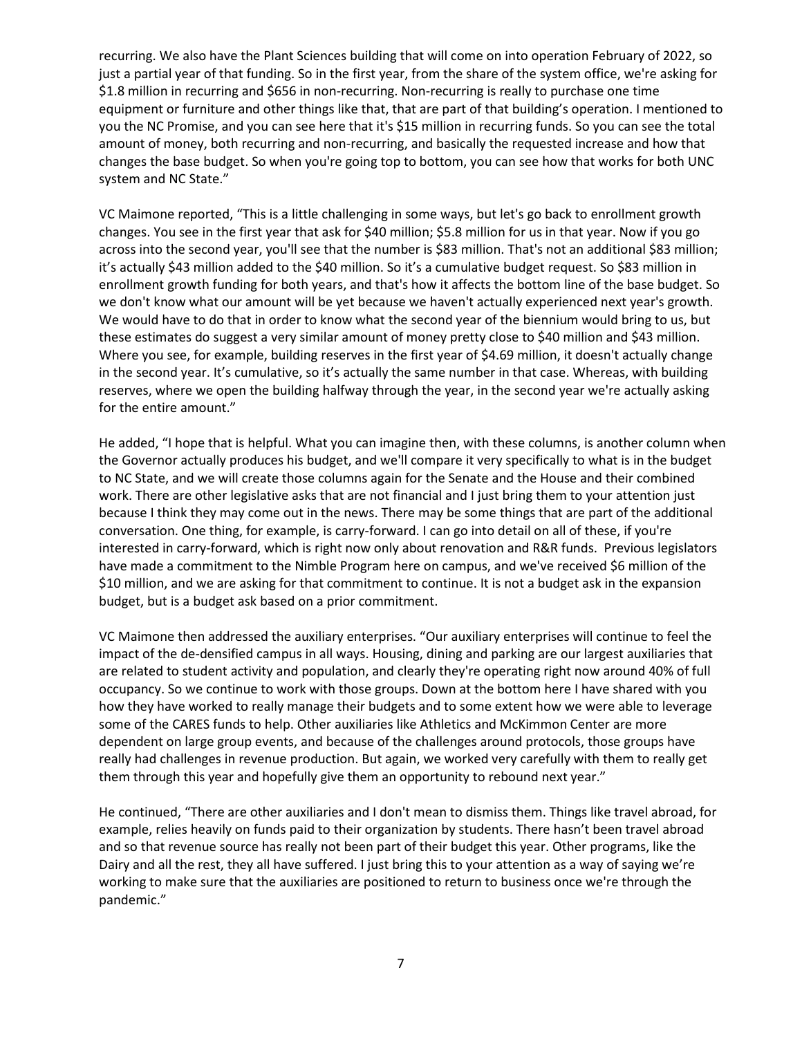recurring. We also have the Plant Sciences building that will come on into operation February of 2022, so just a partial year of that funding. So in the first year, from the share of the system office, we're asking for $1.8 million in recurring and $656 in non-recurring. Non-recurring is really to purchase one time equipment or furniture and other things like that, that are part of that building's operation. I mentioned to you the NC Promise, and you can see here that it's $15 million in recurring funds. So you can see the total amount of money, both recurring and non-recurring, and basically the requested increase and how that changes the base budget. So when you're going top to bottom, you can see how that works for both UNC system and NC State."

VC Maimone reported, "This is a little challenging in some ways, but let's go back to enrollment growth changes. You see in the first year that ask for $40 million; $5.8 million for us in that year. Now if you go across into the second year, you'll see that the number is $83 million. That's not an additional $83 million; it's actually $43 million added to the $40 million. So it's a cumulative budget request. So $83 million in enrollment growth funding for both years, and that's how it affects the bottom line of the base budget. So we don't know what our amount will be yet because we haven't actually experienced next year's growth. We would have to do that in order to know what the second year of the biennium would bring to us, but these estimates do suggest a very similar amount of money pretty close to $40 million and $43 million. Where you see, for example, building reserves in the first year of $4.69 million, it doesn't actually change in the second year. It's cumulative, so it's actually the same number in that case. Whereas, with building reserves, where we open the building halfway through the year, in the second year we're actually asking for the entire amount."

He added, "I hope that is helpful. What you can imagine then, with these columns, is another column when the Governor actually produces his budget, and we'll compare it very specifically to what is in the budget to NC State, and we will create those columns again for the Senate and the House and their combined work. There are other legislative asks that are not financial and I just bring them to your attention just because I think they may come out in the news. There may be some things that are part of the additional conversation. One thing, for example, is carry-forward. I can go into detail on all of these, if you're interested in carry-forward, which is right now only about renovation and R&R funds. Previous legislators have made a commitment to the Nimble Program here on campus, and we've received $6 million of the $10 million, and we are asking for that commitment to continue. It is not a budget ask in the expansion budget, but is a budget ask based on a prior commitment.

VC Maimone then addressed the auxiliary enterprises. "Our auxiliary enterprises will continue to feel the impact of the de-densified campus in all ways. Housing, dining and parking are our largest auxiliaries that are related to student activity and population, and clearly they're operating right now around 40% of full occupancy. So we continue to work with those groups. Down at the bottom here I have shared with you how they have worked to really manage their budgets and to some extent how we were able to leverage some of the CARES funds to help. Other auxiliaries like Athletics and McKimmon Center are more dependent on large group events, and because of the challenges around protocols, those groups have really had challenges in revenue production. But again, we worked very carefully with them to really get them through this year and hopefully give them an opportunity to rebound next year."

He continued, "There are other auxiliaries and I don't mean to dismiss them. Things like travel abroad, for example, relies heavily on funds paid to their organization by students. There hasn't been travel abroad and so that revenue source has really not been part of their budget this year. Other programs, like the Dairy and all the rest, they all have suffered. I just bring this to your attention as a way of saying we're working to make sure that the auxiliaries are positioned to return to business once we're through the pandemic."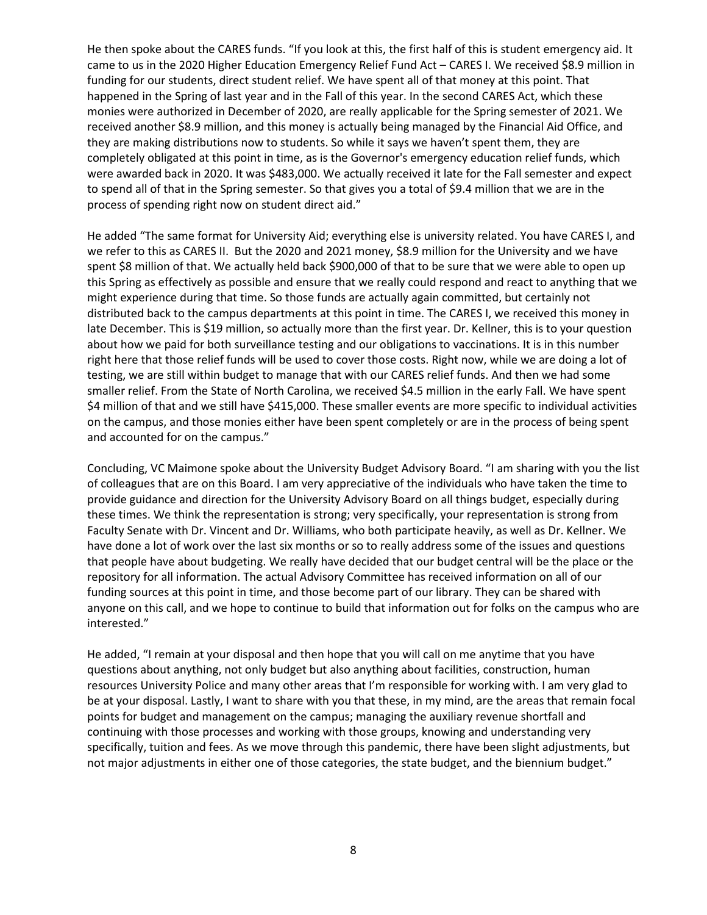He then spoke about the CARES funds. "If you look at this, the first half of this is student emergency aid. It came to us in the 2020 Higher Education Emergency Relief Fund Act – CARES I. We received $8.9 million in funding for our students, direct student relief. We have spent all of that money at this point. That happened in the Spring of last year and in the Fall of this year. In the second CARES Act, which these monies were authorized in December of 2020, are really applicable for the Spring semester of 2021. We received another $8.9 million, and this money is actually being managed by the Financial Aid Office, and they are making distributions now to students. So while it says we haven't spent them, they are completely obligated at this point in time, as is the Governor's emergency education relief funds, which were awarded back in 2020. It was $483,000. We actually received it late for the Fall semester and expect to spend all of that in the Spring semester. So that gives you a total of $9.4 million that we are in the process of spending right now on student direct aid."

He added "The same format for University Aid; everything else is university related. You have CARES I, and we refer to this as CARES II. But the 2020 and 2021 money, $8.9 million for the University and we have spent $8 million of that. We actually held back $900,000 of that to be sure that we were able to open up this Spring as effectively as possible and ensure that we really could respond and react to anything that we might experience during that time. So those funds are actually again committed, but certainly not distributed back to the campus departments at this point in time. The CARES I, we received this money in late December. This is $19 million, so actually more than the first year. Dr. Kellner, this is to your question about how we paid for both surveillance testing and our obligations to vaccinations. It is in this number right here that those relief funds will be used to cover those costs. Right now, while we are doing a lot of testing, we are still within budget to manage that with our CARES relief funds. And then we had some smaller relief. From the State of North Carolina, we received $4.5 million in the early Fall. We have spent $4 million of that and we still have $415,000. These smaller events are more specific to individual activities on the campus, and those monies either have been spent completely or are in the process of being spent and accounted for on the campus."

Concluding, VC Maimone spoke about the University Budget Advisory Board. "I am sharing with you the list of colleagues that are on this Board. I am very appreciative of the individuals who have taken the time to provide guidance and direction for the University Advisory Board on all things budget, especially during these times. We think the representation is strong; very specifically, your representation is strong from Faculty Senate with Dr. Vincent and Dr. Williams, who both participate heavily, as well as Dr. Kellner. We have done a lot of work over the last six months or so to really address some of the issues and questions that people have about budgeting. We really have decided that our budget central will be the place or the repository for all information. The actual Advisory Committee has received information on all of our funding sources at this point in time, and those become part of our library. They can be shared with anyone on this call, and we hope to continue to build that information out for folks on the campus who are interested."

He added, "I remain at your disposal and then hope that you will call on me anytime that you have questions about anything, not only budget but also anything about facilities, construction, human resources University Police and many other areas that I'm responsible for working with. I am very glad to be at your disposal. Lastly, I want to share with you that these, in my mind, are the areas that remain focal points for budget and management on the campus; managing the auxiliary revenue shortfall and continuing with those processes and working with those groups, knowing and understanding very specifically, tuition and fees. As we move through this pandemic, there have been slight adjustments, but not major adjustments in either one of those categories, the state budget, and the biennium budget."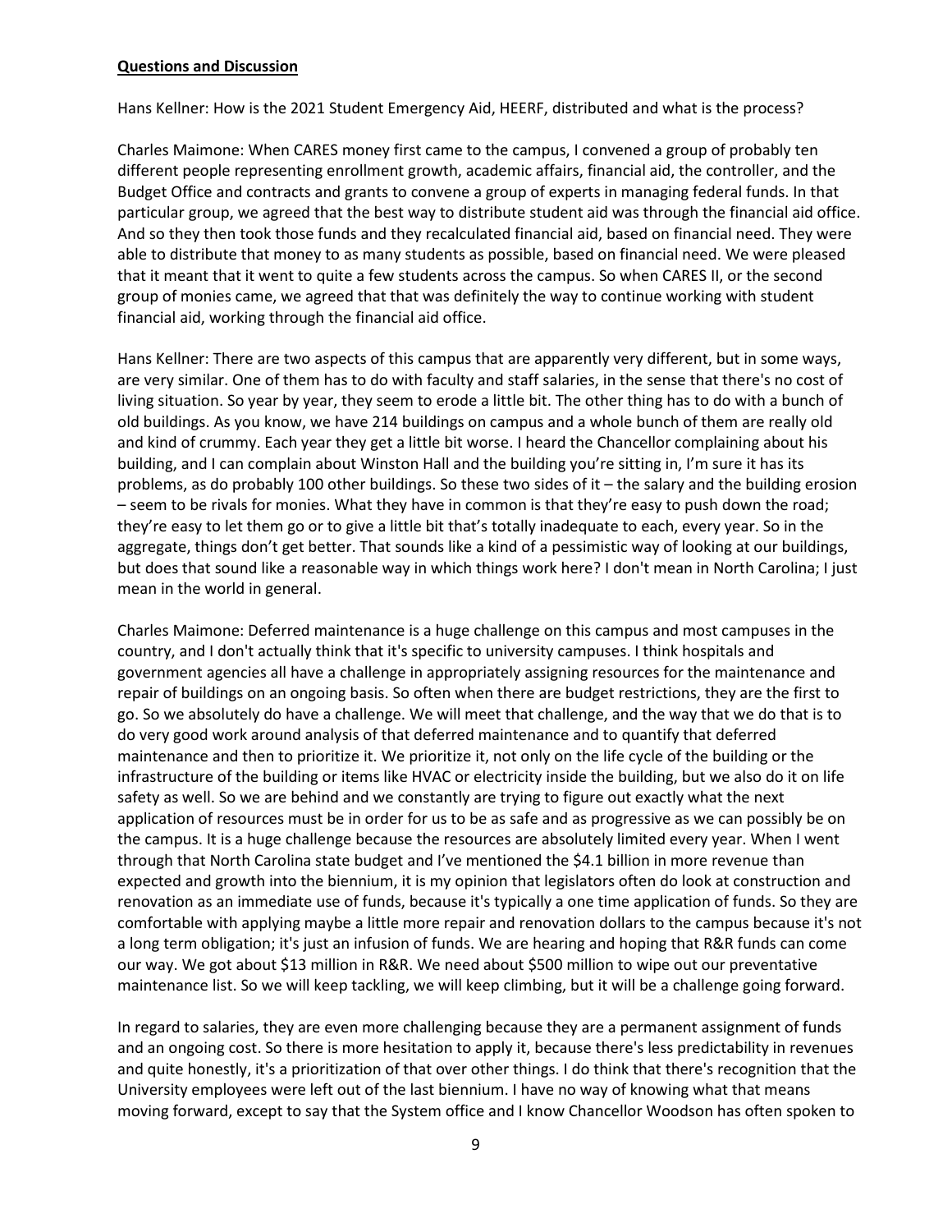**Questions and Discussion**

Hans Kellner: How is the 2021 Student Emergency Aid, HEERF, distributed and what is the process?

Charles Maimone: When CARES money first came to the campus, I convened a group of probably ten different people representing enrollment growth, academic affairs, financial aid, the controller, and the Budget Office and contracts and grants to convene a group of experts in managing federal funds. In that particular group, we agreed that the best way to distribute student aid was through the financial aid office. And so they then took those funds and they recalculated financial aid, based on financial need. They were able to distribute that money to as many students as possible, based on financial need. We were pleased that it meant that it went to quite a few students across the campus. So when CARES II, or the second group of monies came, we agreed that that was definitely the way to continue working with student financial aid, working through the financial aid office.

Hans Kellner: There are two aspects of this campus that are apparently very different, but in some ways, are very similar. One of them has to do with faculty and staff salaries, in the sense that there's no cost of living situation. So year by year, they seem to erode a little bit. The other thing has to do with a bunch of old buildings. As you know, we have 214 buildings on campus and a whole bunch of them are really old and kind of crummy. Each year they get a little bit worse. I heard the Chancellor complaining about his building, and I can complain about Winston Hall and the building you're sitting in, I'm sure it has its problems, as do probably 100 other buildings. So these two sides of it – the salary and the building erosion – seem to be rivals for monies. What they have in common is that they're easy to push down the road; they're easy to let them go or to give a little bit that's totally inadequate to each, every year. So in the aggregate, things don't get better. That sounds like a kind of a pessimistic way of looking at our buildings, but does that sound like a reasonable way in which things work here? I don't mean in North Carolina; I just mean in the world in general.

Charles Maimone: Deferred maintenance is a huge challenge on this campus and most campuses in the country, and I don't actually think that it's specific to university campuses. I think hospitals and government agencies all have a challenge in appropriately assigning resources for the maintenance and repair of buildings on an ongoing basis. So often when there are budget restrictions, they are the first to go. So we absolutely do have a challenge. We will meet that challenge, and the way that we do that is to do very good work around analysis of that deferred maintenance and to quantify that deferred maintenance and then to prioritize it. We prioritize it, not only on the life cycle of the building or the infrastructure of the building or items like HVAC or electricity inside the building, but we also do it on life safety as well. So we are behind and we constantly are trying to figure out exactly what the next application of resources must be in order for us to be as safe and as progressive as we can possibly be on the campus. It is a huge challenge because the resources are absolutely limited every year. When I went through that North Carolina state budget and I've mentioned the $4.1 billion in more revenue than expected and growth into the biennium, it is my opinion that legislators often do look at construction and renovation as an immediate use of funds, because it's typically a one time application of funds. So they are comfortable with applying maybe a little more repair and renovation dollars to the campus because it's not a long term obligation; it's just an infusion of funds. We are hearing and hoping that R&R funds can come our way. We got about $13 million in R&R. We need about $500 million to wipe out our preventative maintenance list. So we will keep tackling, we will keep climbing, but it will be a challenge going forward.

In regard to salaries, they are even more challenging because they are a permanent assignment of funds and an ongoing cost. So there is more hesitation to apply it, because there's less predictability in revenues and quite honestly, it's a prioritization of that over other things. I do think that there's recognition that the University employees were left out of the last biennium. I have no way of knowing what that means moving forward, except to say that the System office and I know Chancellor Woodson has often spoken to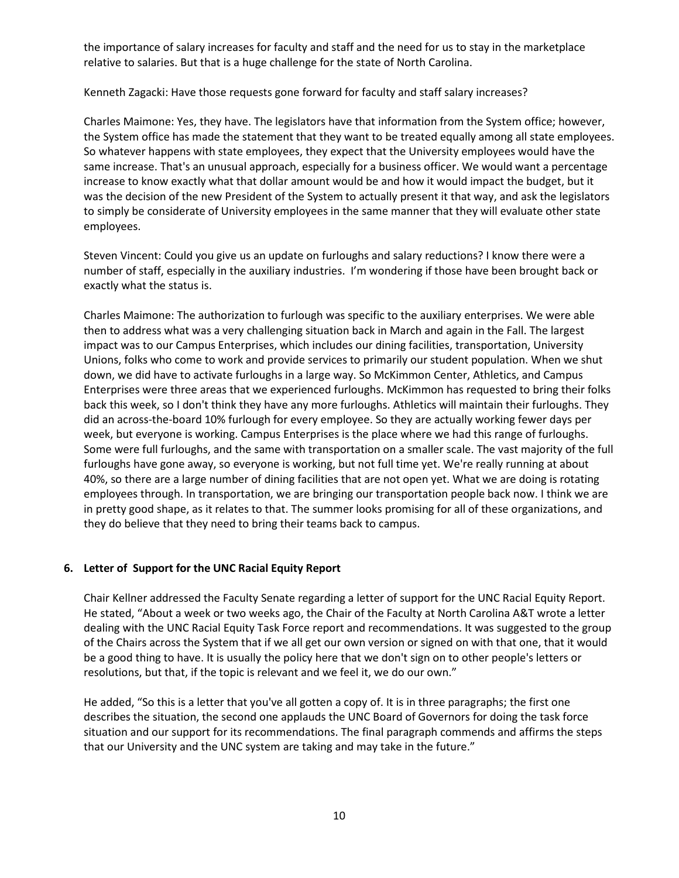the importance of salary increases for faculty and staff and the need for us to stay in the marketplace relative to salaries. But that is a huge challenge for the state of North Carolina.

Kenneth Zagacki: Have those requests gone forward for faculty and staff salary increases?

Charles Maimone: Yes, they have. The legislators have that information from the System office; however, the System office has made the statement that they want to be treated equally among all state employees. So whatever happens with state employees, they expect that the University employees would have the same increase. That's an unusual approach, especially for a business officer. We would want a percentage increase to know exactly what that dollar amount would be and how it would impact the budget, but it was the decision of the new President of the System to actually present it that way, and ask the legislators to simply be considerate of University employees in the same manner that they will evaluate other state employees.

Steven Vincent: Could you give us an update on furloughs and salary reductions? I know there were a number of staff, especially in the auxiliary industries. I'm wondering if those have been brought back or exactly what the status is.

Charles Maimone: The authorization to furlough was specific to the auxiliary enterprises. We were able then to address what was a very challenging situation back in March and again in the Fall. The largest impact was to our Campus Enterprises, which includes our dining facilities, transportation, University Unions, folks who come to work and provide services to primarily our student population. When we shut down, we did have to activate furloughs in a large way. So McKimmon Center, Athletics, and Campus Enterprises were three areas that we experienced furloughs. McKimmon has requested to bring their folks back this week, so I don't think they have any more furloughs. Athletics will maintain their furloughs. They did an across-the-board 10% furlough for every employee. So they are actually working fewer days per week, but everyone is working. Campus Enterprises is the place where we had this range of furloughs. Some were full furloughs, and the same with transportation on a smaller scale. The vast majority of the full furloughs have gone away, so everyone is working, but not full time yet. We're really running at about 40%, so there are a large number of dining facilities that are not open yet. What we are doing is rotating employees through. In transportation, we are bringing our transportation people back now. I think we are in pretty good shape, as it relates to that. The summer looks promising for all of these organizations, and they do believe that they need to bring their teams back to campus.

**6. Letter of Support for the UNC Racial Equity Report**

Chair Kellner addressed the Faculty Senate regarding a letter of support for the UNC Racial Equity Report. He stated, "About a week or two weeks ago, the Chair of the Faculty at North Carolina A&T wrote a letter dealing with the UNC Racial Equity Task Force report and recommendations. It was suggested to the group of the Chairs across the System that if we all get our own version or signed on with that one, that it would be a good thing to have. It is usually the policy here that we don't sign on to other people's letters or resolutions, but that, if the topic is relevant and we feel it, we do our own."

He added, "So this is a letter that you've all gotten a copy of. It is in three paragraphs; the first one describes the situation, the second one applauds the UNC Board of Governors for doing the task force situation and our support for its recommendations. The final paragraph commends and affirms the steps that our University and the UNC system are taking and may take in the future."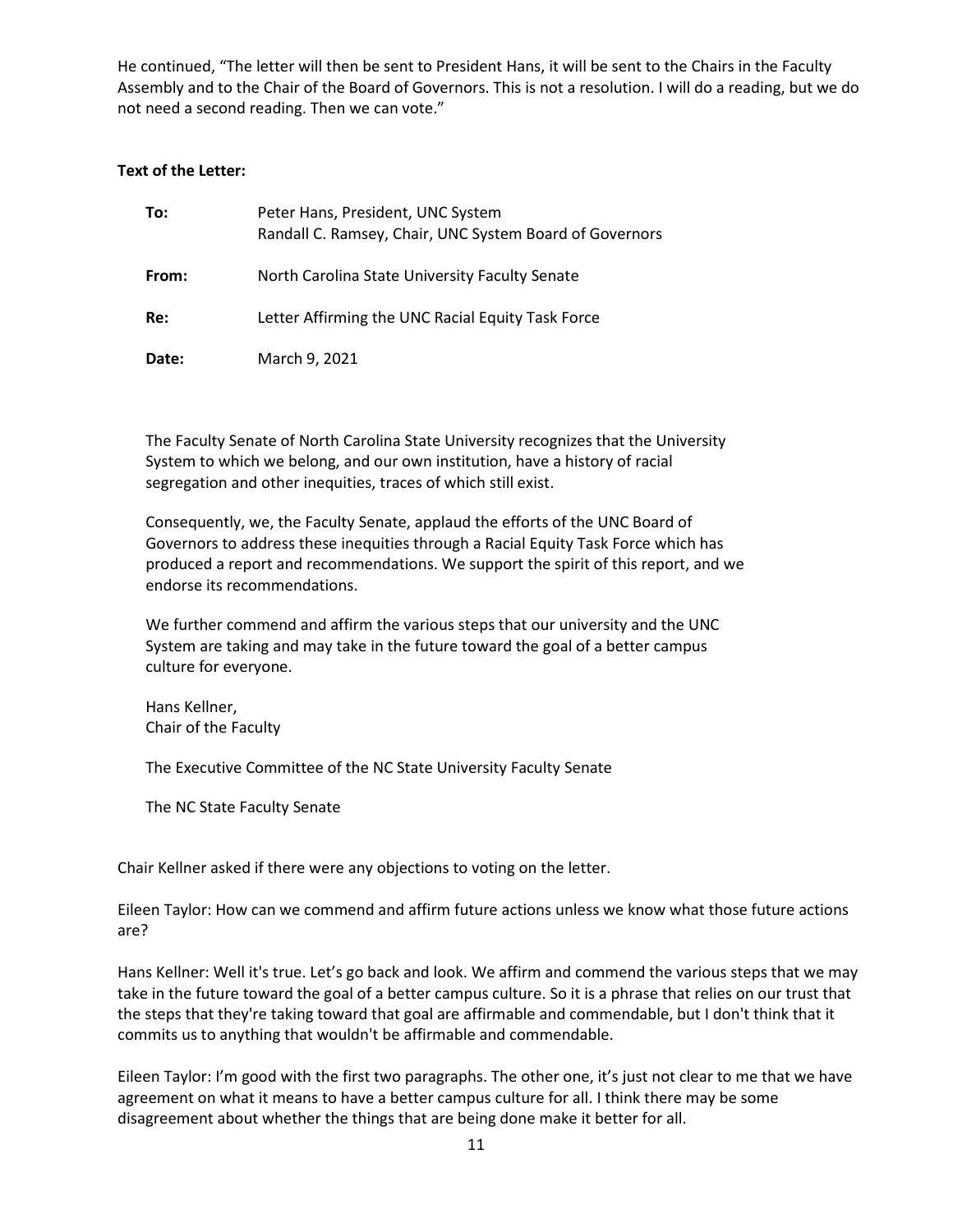He continued, "The letter will then be sent to President Hans, it will be sent to the Chairs in the Faculty Assembly and to the Chair of the Board of Governors. This is not a resolution. I will do a reading, but we do not need a second reading. Then we can vote."

**Text of the Letter:**

**To:** Peter Hans, President, UNC System
Randall C. Ramsey, Chair, UNC System Board of Governors

**From:** North Carolina State University Faculty Senate

**Re:** Letter Affirming the UNC Racial Equity Task Force

**Date:** March 9, 2021

The Faculty Senate of North Carolina State University recognizes that the University System to which we belong, and our own institution, have a history of racial segregation and other inequities, traces of which still exist.

Consequently, we, the Faculty Senate, applaud the efforts of the UNC Board of Governors to address these inequities through a Racial Equity Task Force which has produced a report and recommendations. We support the spirit of this report, and we endorse its recommendations.

We further commend and affirm the various steps that our university and the UNC System are taking and may take in the future toward the goal of a better campus culture for everyone.

Hans Kellner,
Chair of the Faculty

The Executive Committee of the NC State University Faculty Senate

The NC State Faculty Senate

Chair Kellner asked if there were any objections to voting on the letter.

Eileen Taylor: How can we commend and affirm future actions unless we know what those future actions are?

Hans Kellner: Well it's true. Let's go back and look. We affirm and commend the various steps that we may take in the future toward the goal of a better campus culture. So it is a phrase that relies on our trust that the steps that they're taking toward that goal are affirmable and commendable, but I don't think that it commits us to anything that wouldn't be affirmable and commendable.

Eileen Taylor: I'm good with the first two paragraphs. The other one, it's just not clear to me that we have agreement on what it means to have a better campus culture for all. I think there may be some disagreement about whether the things that are being done make it better for all.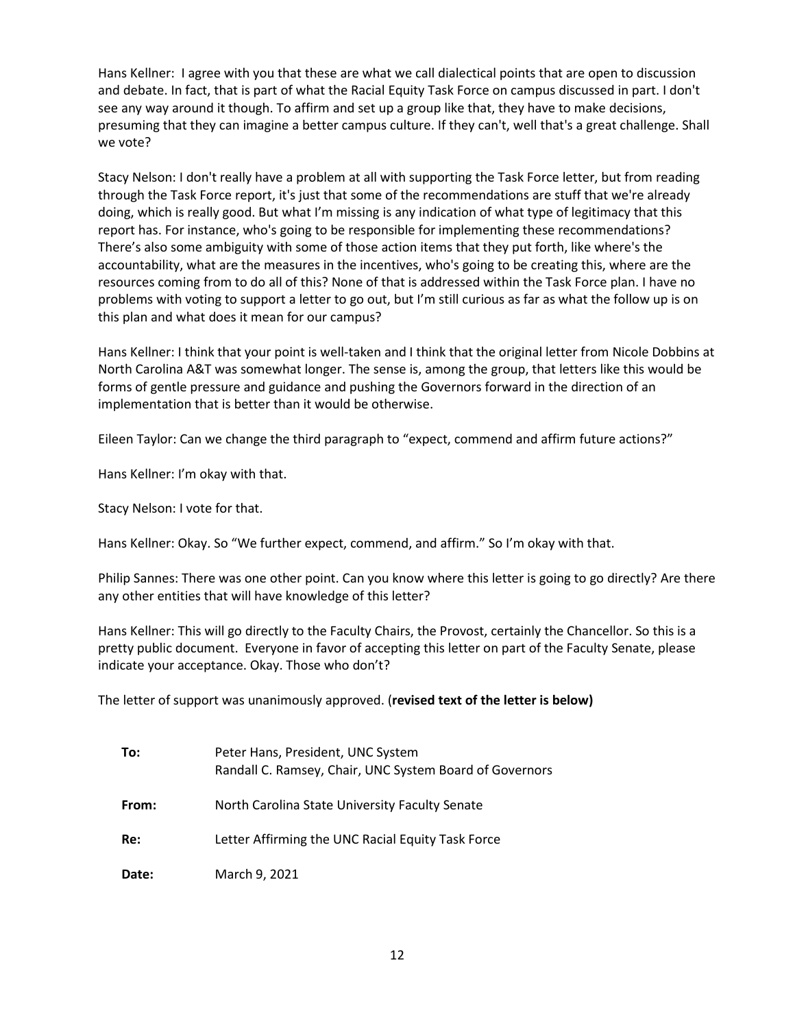Hans Kellner: I agree with you that these are what we call dialectical points that are open to discussion and debate. In fact, that is part of what the Racial Equity Task Force on campus discussed in part. I don't see any way around it though. To affirm and set up a group like that, they have to make decisions, presuming that they can imagine a better campus culture. If they can't, well that's a great challenge. Shall we vote?

Stacy Nelson: I don't really have a problem at all with supporting the Task Force letter, but from reading through the Task Force report, it's just that some of the recommendations are stuff that we're already doing, which is really good. But what I'm missing is any indication of what type of legitimacy that this report has. For instance, who's going to be responsible for implementing these recommendations? There's also some ambiguity with some of those action items that they put forth, like where's the accountability, what are the measures in the incentives, who's going to be creating this, where are the resources coming from to do all of this? None of that is addressed within the Task Force plan. I have no problems with voting to support a letter to go out, but I'm still curious as far as what the follow up is on this plan and what does it mean for our campus?

Hans Kellner: I think that your point is well-taken and I think that the original letter from Nicole Dobbins at North Carolina A&T was somewhat longer. The sense is, among the group, that letters like this would be forms of gentle pressure and guidance and pushing the Governors forward in the direction of an implementation that is better than it would be otherwise.

Eileen Taylor: Can we change the third paragraph to "expect, commend and affirm future actions?"

Hans Kellner: I'm okay with that.

Stacy Nelson: I vote for that.

Hans Kellner: Okay. So "We further expect, commend, and affirm." So I'm okay with that.

Philip Sannes: There was one other point. Can you know where this letter is going to go directly? Are there any other entities that will have knowledge of this letter?

Hans Kellner: This will go directly to the Faculty Chairs, the Provost, certainly the Chancellor. So this is a pretty public document. Everyone in favor of accepting this letter on part of the Faculty Senate, please indicate your acceptance. Okay. Those who don't?

The letter of support was unanimously approved. (**revised text of the letter is below)**

**To:** Peter Hans, President, UNC System
Randall C. Ramsey, Chair, UNC System Board of Governors

**From:** North Carolina State University Faculty Senate

**Re:** Letter Affirming the UNC Racial Equity Task Force

**Date:** March 9, 2021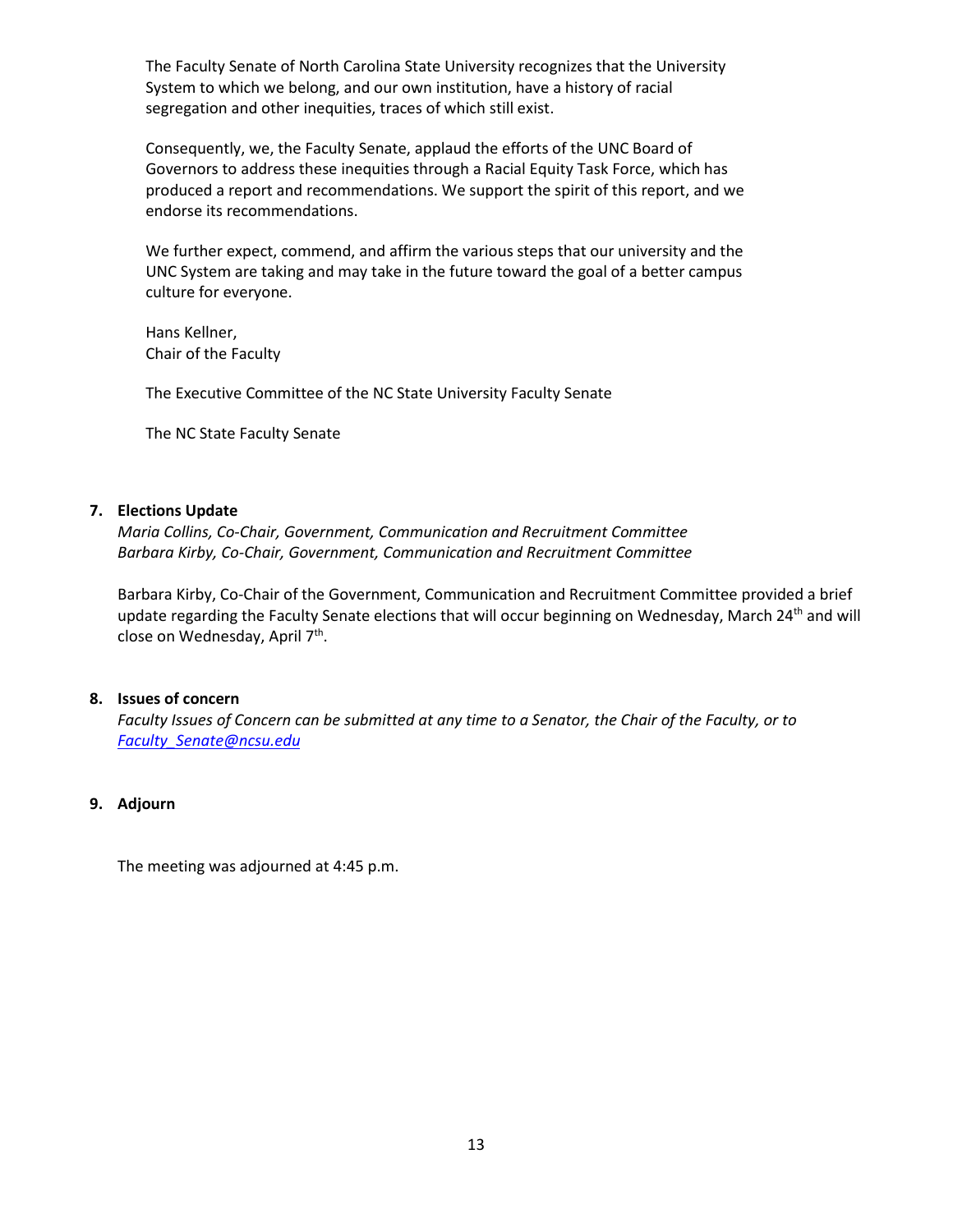The Faculty Senate of North Carolina State University recognizes that the University System to which we belong, and our own institution, have a history of racial segregation and other inequities, traces of which still exist.

Consequently, we, the Faculty Senate, applaud the efforts of the UNC Board of Governors to address these inequities through a Racial Equity Task Force, which has produced a report and recommendations. We support the spirit of this report, and we endorse its recommendations.

We further expect, commend, and affirm the various steps that our university and the UNC System are taking and may take in the future toward the goal of a better campus culture for everyone.

Hans Kellner,
Chair of the Faculty

The Executive Committee of the NC State University Faculty Senate

The NC State Faculty Senate

**7. Elections Update**

*Maria Collins, Co-Chair, Government, Communication and Recruitment Committee*
*Barbara Kirby, Co-Chair, Government, Communication and Recruitment Committee*

Barbara Kirby, Co-Chair of the Government, Communication and Recruitment Committee provided a brief update regarding the Faculty Senate elections that will occur beginning on Wednesday, March 24th and will close on Wednesday, April 7th.

**8. Issues of concern**

*Faculty Issues of Concern can be submitted at any time to a Senator, the Chair of the Faculty, or to [Faculty_Senate@ncsu.edu](mailto:Faculty_Senate@ncsu.edu)*

**9. Adjourn**

The meeting was adjourned at 4:45 p.m.